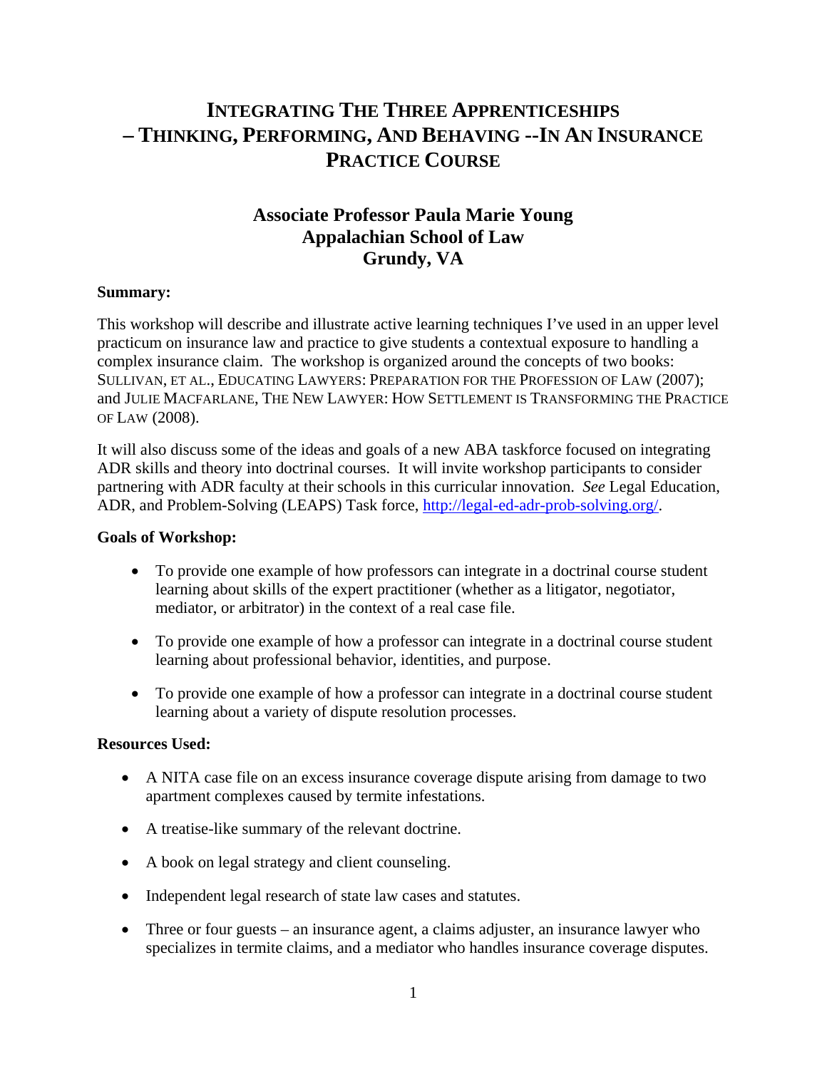# INTEGRATING THE THREE APPRENTICESHIPS – THINKING, PERFORMING, AND BEHAVING --IN AN INSURANCE PRACTICE COURSE

## Associate Professor Paula Marie Young
## Appalachian School of Law
## Grundy, VA

**Summary:**

This workshop will describe and illustrate active learning techniques I've used in an upper level practicum on insurance law and practice to give students a contextual exposure to handling a complex insurance claim. The workshop is organized around the concepts of two books: SULLIVAN, ET AL., EDUCATING LAWYERS: PREPARATION FOR THE PROFESSION OF LAW (2007); and JULIE MACFARLANE, THE NEW LAWYER: HOW SETTLEMENT IS TRANSFORMING THE PRACTICE OF LAW (2008).

It will also discuss some of the ideas and goals of a new ABA taskforce focused on integrating ADR skills and theory into doctrinal courses. It will invite workshop participants to consider partnering with ADR faculty at their schools in this curricular innovation. *See* Legal Education, ADR, and Problem-Solving (LEAPS) Task force, [http://legal-ed-adr-prob-solving.org/](http://legal-ed-adr-prob-solving.org/).

**Goals of Workshop:**

- To provide one example of how professors can integrate in a doctrinal course student learning about skills of the expert practitioner (whether as a litigator, negotiator, mediator, or arbitrator) in the context of a real case file.
- To provide one example of how a professor can integrate in a doctrinal course student learning about professional behavior, identities, and purpose.
- To provide one example of how a professor can integrate in a doctrinal course student learning about a variety of dispute resolution processes.

**Resources Used:**

- A NITA case file on an excess insurance coverage dispute arising from damage to two apartment complexes caused by termite infestations.
- A treatise-like summary of the relevant doctrine.
- A book on legal strategy and client counseling.
- Independent legal research of state law cases and statutes.
- Three or four guests – an insurance agent, a claims adjuster, an insurance lawyer who specializes in termite claims, and a mediator who handles insurance coverage disputes.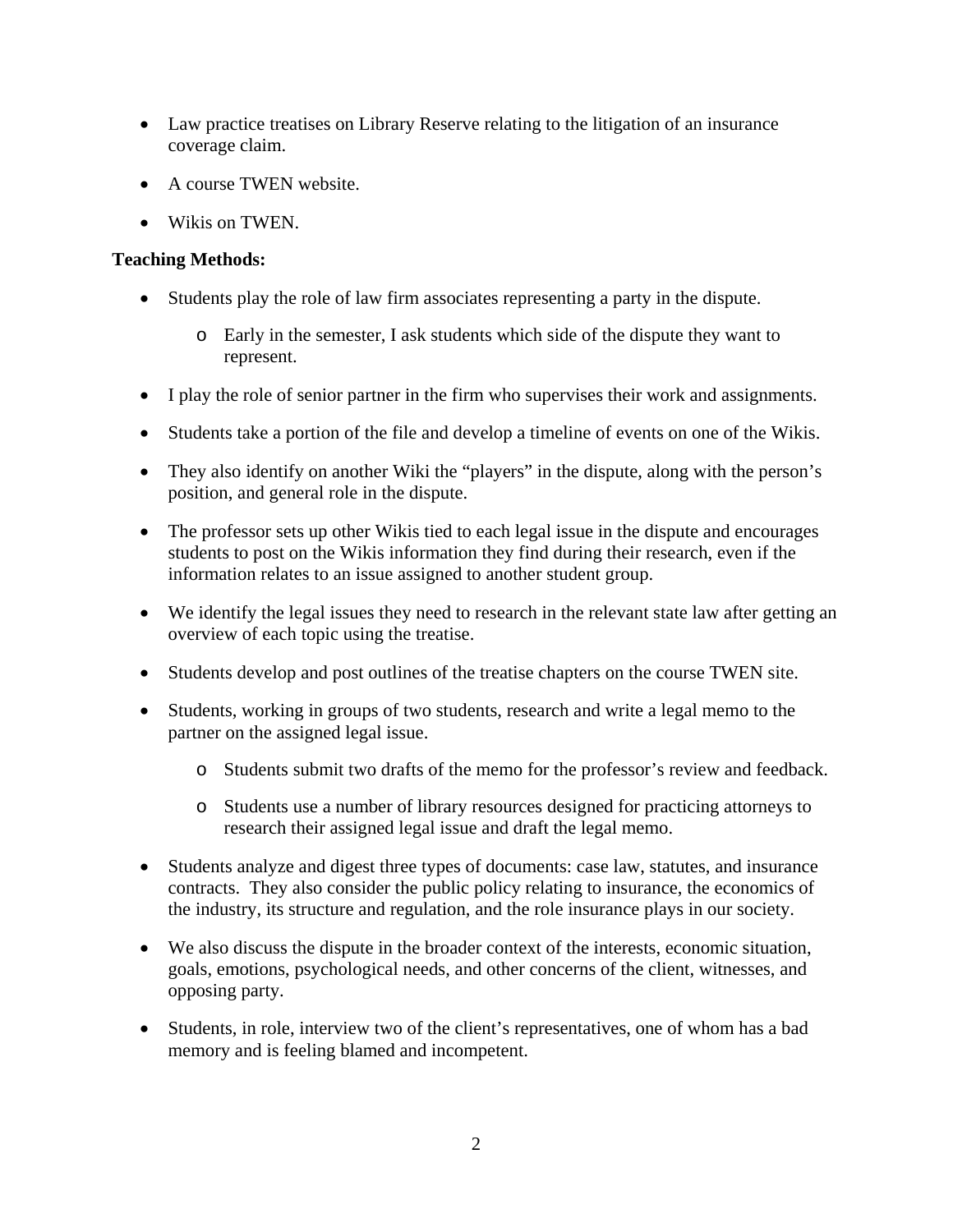- Law practice treatises on Library Reserve relating to the litigation of an insurance coverage claim.
- A course TWEN website.
- Wikis on TWEN.

**Teaching Methods:**

- Students play the role of law firm associates representing a party in the dispute.
  - Early in the semester, I ask students which side of the dispute they want to represent.
- I play the role of senior partner in the firm who supervises their work and assignments.
- Students take a portion of the file and develop a timeline of events on one of the Wikis.
- They also identify on another Wiki the "players" in the dispute, along with the person's position, and general role in the dispute.
- The professor sets up other Wikis tied to each legal issue in the dispute and encourages students to post on the Wikis information they find during their research, even if the information relates to an issue assigned to another student group.
- We identify the legal issues they need to research in the relevant state law after getting an overview of each topic using the treatise.
- Students develop and post outlines of the treatise chapters on the course TWEN site.
- Students, working in groups of two students, research and write a legal memo to the partner on the assigned legal issue.
  - Students submit two drafts of the memo for the professor's review and feedback.
  - Students use a number of library resources designed for practicing attorneys to research their assigned legal issue and draft the legal memo.
- Students analyze and digest three types of documents: case law, statutes, and insurance contracts. They also consider the public policy relating to insurance, the economics of the industry, its structure and regulation, and the role insurance plays in our society.
- We also discuss the dispute in the broader context of the interests, economic situation, goals, emotions, psychological needs, and other concerns of the client, witnesses, and opposing party.
- Students, in role, interview two of the client's representatives, one of whom has a bad memory and is feeling blamed and incompetent.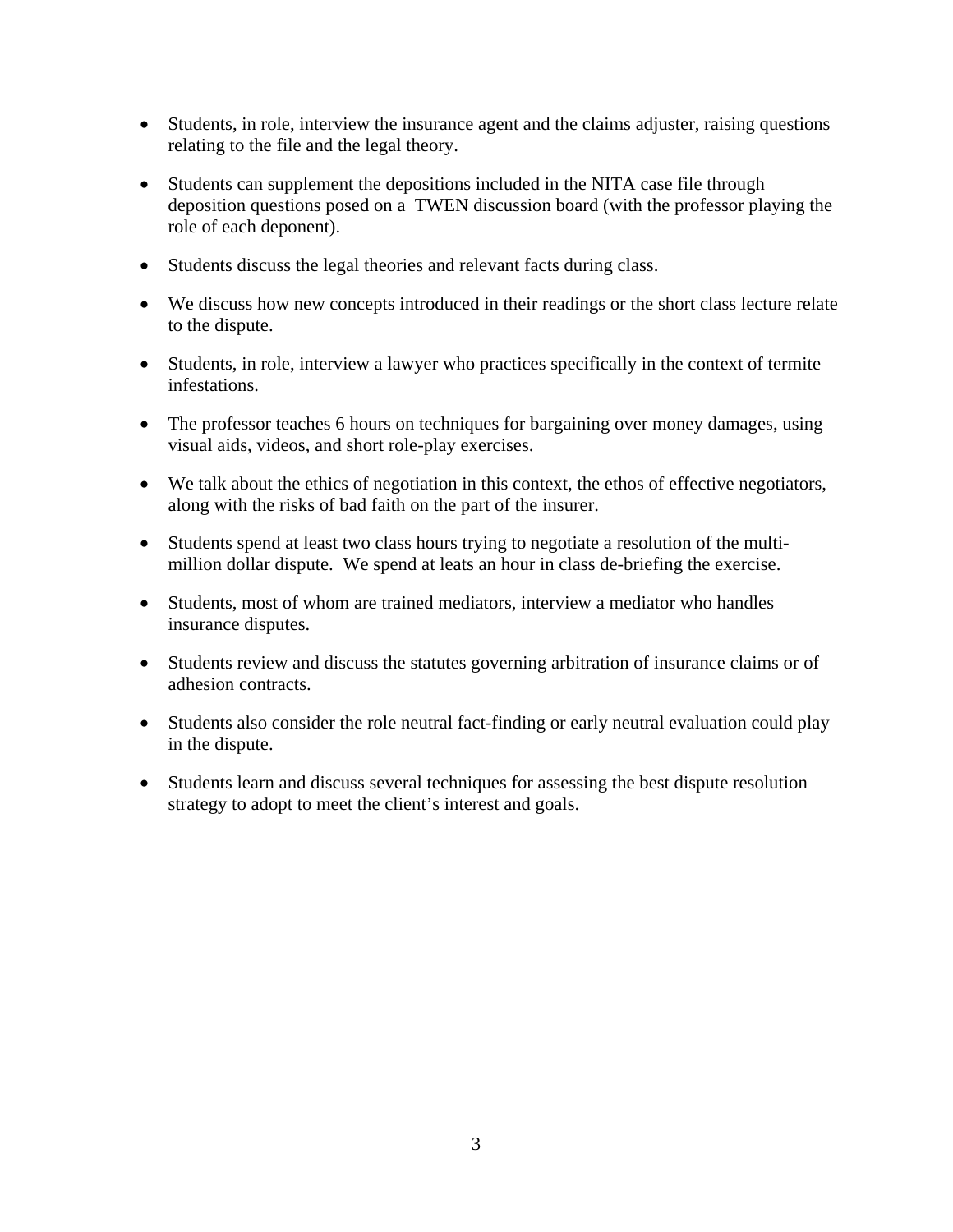- Students, in role, interview the insurance agent and the claims adjuster, raising questions relating to the file and the legal theory.

- Students can supplement the depositions included in the NITA case file through deposition questions posed on a TWEN discussion board (with the professor playing the role of each deponent).

- Students discuss the legal theories and relevant facts during class.

- We discuss how new concepts introduced in their readings or the short class lecture relate to the dispute.

- Students, in role, interview a lawyer who practices specifically in the context of termite infestations.

- The professor teaches 6 hours on techniques for bargaining over money damages, using visual aids, videos, and short role-play exercises.

- We talk about the ethics of negotiation in this context, the ethos of effective negotiators, along with the risks of bad faith on the part of the insurer.

- Students spend at least two class hours trying to negotiate a resolution of the multi-million dollar dispute. We spend at leats an hour in class de-briefing the exercise.

- Students, most of whom are trained mediators, interview a mediator who handles insurance disputes.

- Students review and discuss the statutes governing arbitration of insurance claims or of adhesion contracts.

- Students also consider the role neutral fact-finding or early neutral evaluation could play in the dispute.

- Students learn and discuss several techniques for assessing the best dispute resolution strategy to adopt to meet the client's interest and goals.